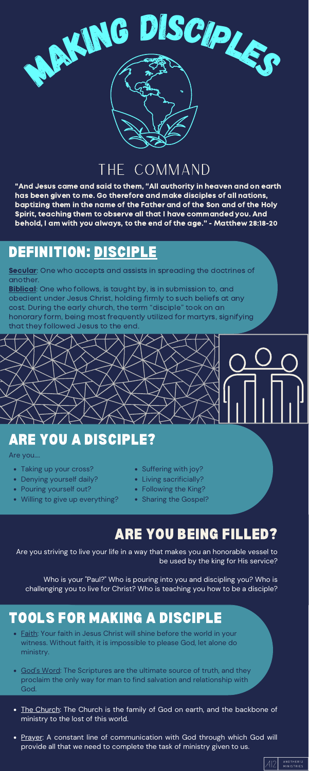# MAKING DISCIPLES

## THE COMMAND

**"And Jesus came and said to them, "All authority in heaven and on earth has been given to me. Go therefore and make disciples of all nations, baptizing them in the name of the Father and of the Son and of the Holy Spirit, teaching them to observe all that I have commanded you. And behold, I am with you always, to the end of the age." - Matthew 28:18-20**

## DEFINITION: DISCIPLE

**Secular**: One who accepts and assists in spreading the doctrines of another.

**Biblical**: One who follows, is taught by, is in submission to, and obedient under Jesus Christ, holding firmly to such beliefs at any cost. During the early church, the term "disciple" took on an honorary form, being most frequently utilized for martyrs, signifying that they followed Jesus to the end.

## ARE YOU A DISCIPLE?

Are you....

- Taking up your cross?
- Denying yourself daily?
- Pouring yourself out?
- Willing to give up everything?
- Suffering with joy?
- Living sacrificially?
- Following the King?
- Sharing the Gospel?

## ARE YOU BEING FILLED?

Are you striving to live your life in a way that makes you an honorable vessel to be used by the king for His service?

Who is your "Paul?" Who is pouring into you and discipling you? Who is challenging you to live for Christ? Who is teaching you how to be a disciple?

## TOOLS FOR MAKING A DISCIPLE

- Faith: Your faith in Jesus Christ will shine before the world in your witness. Without faith, it is impossible to please God, let alone do ministry.
- God's Word: The Scriptures are the ultimate source of truth, and they proclaim the only way for man to find salvation and relationship with God.
- The Church: The Church is the family of God on earth, and the backbone of ministry to the lost of this world.
- Prayer: A constant line of communication with God through which God will provide all that we need to complete the task of ministry given to us.

A12 ANOTHER12 MINISTRIES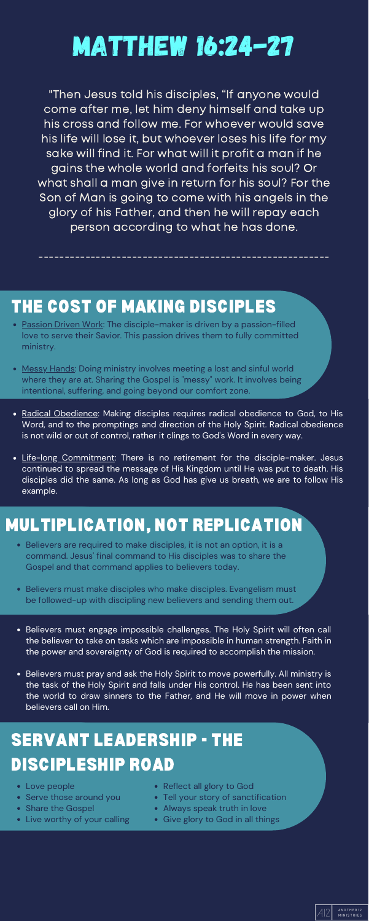# MATTHEW 16:24-27

"Then Jesus told his disciples, "If anyone would come after me, let him deny himself and take up his cross and follow me. For whoever would save his life will lose it, but whoever loses his life for my sake will find it. For what will it profit a man if he gains the whole world and forfeits his soul? Or what shall a man give in return for his soul? For the Son of Man is going to come with his angels in the glory of his Father, and then he will repay each person according to what he has done.

---

## THE COST OF MAKING DISCIPLES

- Passion Driven Work: The disciple-maker is driven by a passion-filled love to serve their Savior. This passion drives them to fully committed ministry.
- Messy Hands: Doing ministry involves meeting a lost and sinful world where they are at. Sharing the Gospel is "messy" work. It involves being intentional, suffering, and going beyond our comfort zone.
- Radical Obedience: Making disciples requires radical obedience to God, to His Word, and to the promptings and direction of the Holy Spirit. Radical obedience is not wild or out of control, rather it clings to God's Word in every way.
- Life-long Commitment: There is no retirement for the disciple-maker. Jesus continued to spread the message of His Kingdom until He was put to death. His disciples did the same. As long as God has give us breath, we are to follow His example.

## MULTIPLICATION, NOT REPLICATION

- Believers are required to make disciples, it is not an option, it is a command. Jesus' final command to His disciples was to share the Gospel and that command applies to believers today.
- Believers must make disciples who make disciples. Evangelism must be followed-up with discipling new believers and sending them out.
- Believers must engage impossible challenges. The Holy Spirit will often call the believer to take on tasks which are impossible in human strength. Faith in the power and sovereignty of God is required to accomplish the mission.
- Believers must pray and ask the Holy Spirit to move powerfully. All ministry is the task of the Holy Spirit and falls under His control. He has been sent into the world to draw sinners to the Father, and He will move in power when believers call on Him.

## SERVANT LEADERSHIP - THE DISCIPLESHIP ROAD

- Love people
- Serve those around you
- Share the Gospel
- Live worthy of your calling
- Reflect all glory to God
- Tell your story of sanctification
- Always speak truth in love
- Give glory to God in all things

A12 ANOTHER12 MINISTRIES